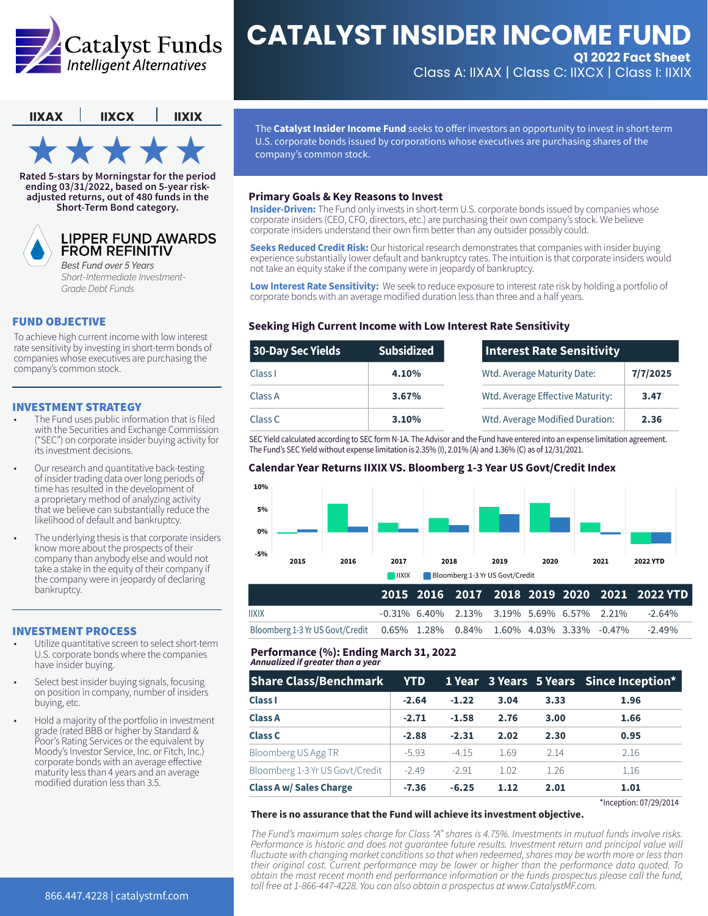# CATALYST INSIDER INCOME FUND

**Q1 2022 Fact Sheet**

Class A: IIXAX | Class C: IIXCX | Class I: IIXIX

Catalyst Funds
*Intelligent Alternatives*

IIXAX | IIXCX | IIXIX

★★★★★

**Rated 5-stars by Morningstar for the period ending 03/31/2022, based on 5-year risk-adjusted returns, out of 480 funds in the Short-Term Bond category.**

**LIPPER FUND AWARDS FROM REFINITIV**

*Best Fund over 5 Years*

*Short-Intermediate Investment-Grade Debt Funds*

## FUND OBJECTIVE

To achieve high current income with low interest rate sensitivity by investing in short-term bonds of companies whose executives are purchasing the company's common stock.

## INVESTMENT STRATEGY

- The Fund uses public information that is filed with the Securities and Exchange Commission ("SEC") on corporate insider buying activity for its investment decisions.
- Our research and quantitative back-testing of insider trading data over long periods of time has resulted in the development of a proprietary method of analyzing activity that we believe can substantially reduce the likelihood of default and bankruptcy.
- The underlying thesis is that corporate insiders know more about the prospects of their company than anybody else and would not take a stake in the equity of their company if the company were in jeopardy of declaring bankruptcy.

## INVESTMENT PROCESS

- Utilize quantitative screen to select short-term U.S. corporate bonds where the companies have insider buying.
- Select best insider buying signals, focusing on position in company, number of insiders buying, etc.
- Hold a majority of the portfolio in investment grade (rated BBB or higher by Standard & Poor's Rating Services or the equivalent by Moody's Investor Service, Inc. or Fitch, Inc.) corporate bonds with an average effective maturity less than 4 years and an average modified duration less than 3.5.

866.447.4228 | catalystmf.com

The **Catalyst Insider Income Fund** seeks to offer investors an opportunity to invest in short-term U.S. corporate bonds issued by corporations whose executives are purchasing shares of the company's common stock.

### Primary Goals & Key Reasons to Invest

**Insider-Driven:** The Fund only invests in short-term U.S. corporate bonds issued by companies whose corporate insiders (CEO, CFO, directors, etc.) are purchasing their own company's stock. We believe corporate insiders understand their own firm better than any outsider possibly could.

**Seeks Reduced Credit Risk:** Our historical research demonstrates that companies with insider buying experience substantially lower default and bankruptcy rates. The intuition is that corporate insiders would not take an equity stake if the company were in jeopardy of bankruptcy.

**Low Interest Rate Sensitivity:** We seek to reduce exposure to interest rate risk by holding a portfolio of corporate bonds with an average modified duration less than three and a half years.

### Seeking High Current Income with Low Interest Rate Sensitivity

| 30-Day Sec Yields | Subsidized |
|---|---|
| Class I | 4.10% |
| Class A | 3.67% |
| Class C | 3.10% |

| Interest Rate Sensitivity | |
|---|---|
| Wtd. Average Maturity Date: | 7/7/2025 |
| Wtd. Average Effective Maturity: | 3.47 |
| Wtd. Average Modified Duration: | 2.36 |

SEC Yield calculated according to SEC form N-1A. The Advisor and the Fund have entered into an expense limitation agreement. The Fund's SEC Yield without expense limitation is 2.35% (I), 2.01% (A) and 1.36% (C) as of 12/31/2021.

### Calendar Year Returns IIXIX VS. Bloomberg 1-3 Year US Govt/Credit Index

| | 2015 | 2016 | 2017 | 2018 | 2019 | 2020 | 2021 | 2022 YTD |
|---|---|---|---|---|---|---|---|---|
| IIXIX | -0.31% | 6.40% | 2.13% | 3.19% | 5.69% | 6.57% | 2.21% | -2.64% |
| Bloomberg 1-3 Yr US Govt/Credit | 0.65% | 1.28% | 0.84% | 1.60% | 4.03% | 3.33% | -0.47% | -2.49% |

### Performance (%): Ending March 31, 2022

*Annualized if greater than a year*

| Share Class/Benchmark | YTD | 1 Year | 3 Years | 5 Years | Since Inception* |
|---|---|---|---|---|---|
| **Class I** | **-2.64** | **-1.22** | **3.04** | **3.33** | **1.96** |
| **Class A** | **-2.71** | **-1.58** | **2.76** | **3.00** | **1.66** |
| **Class C** | **-2.88** | **-2.31** | **2.02** | **2.30** | **0.95** |
| Bloomberg US Agg TR | -5.93 | -4.15 | 1.69 | 2.14 | 2.16 |
| Bloomberg 1-3 Yr US Govt/Credit | -2.49 | -2.91 | 1.02 | 1.26 | 1.16 |
| **Class A w/ Sales Charge** | **-7.36** | **-6.25** | **1.12** | **2.01** | **1.01** |

*Inception: 07/29/2014

**There is no assurance that the Fund will achieve its investment objective.**

*The Fund's maximum sales charge for Class "A" shares is 4.75%. Investments in mutual funds involve risks. Performance is historic and does not guarantee future results. Investment return and principal value will fluctuate with changing market conditions so that when redeemed, shares may be worth more or less than their original cost. Current performance may be lower or higher than the performance data quoted. To obtain the most recent month end performance information or the funds prospectus please call the fund, toll free at 1-866-447-4228. You can also obtain a prospectus at www.CatalystMF.com.*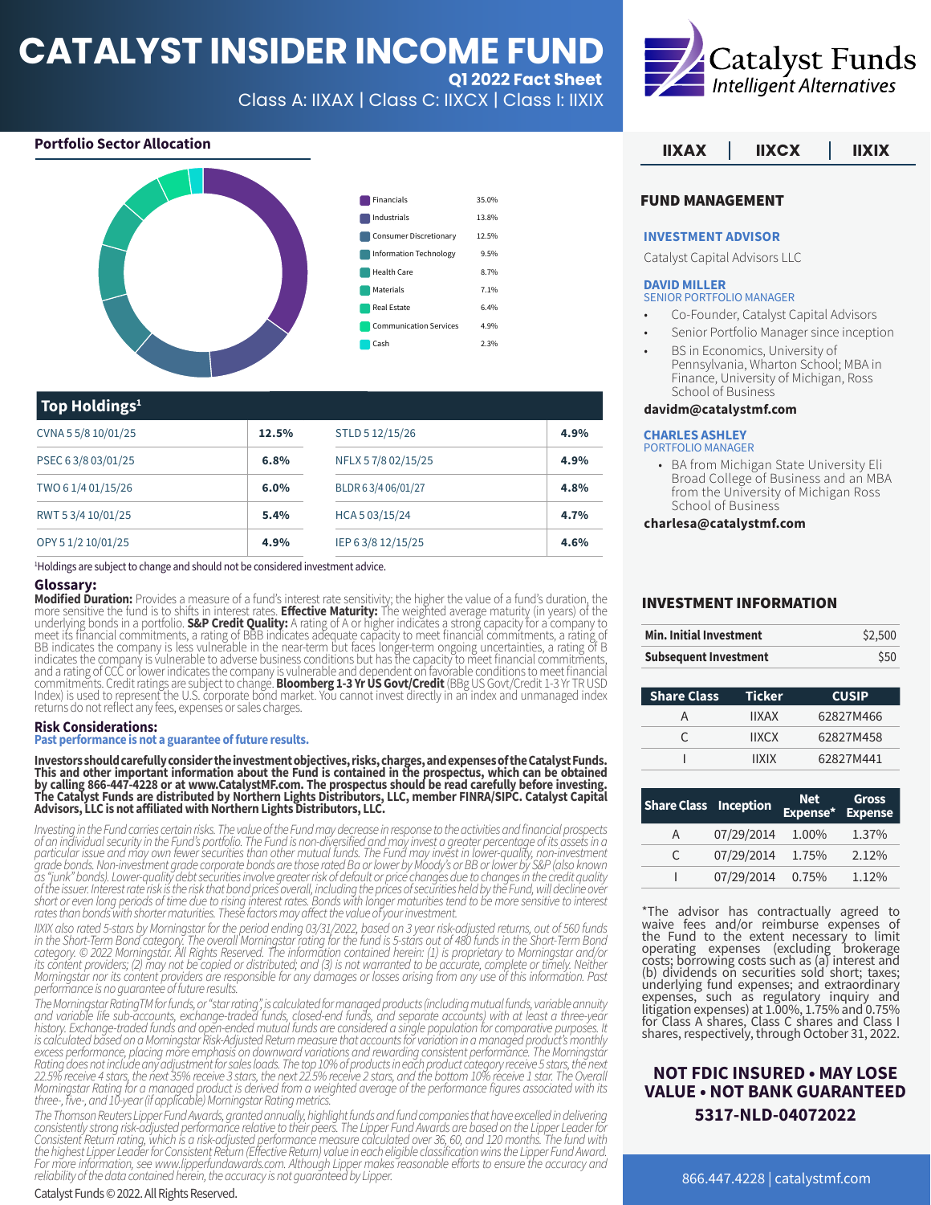# CATALYST INSIDER INCOME FUND

**Q1 2022 Fact Sheet**

Class A: IIXAX | Class C: IIXCX | Class I: IIXIX

Catalyst Funds
Intelligent Alternatives

## Portfolio Sector Allocation

Financials 35.0%
Industrials 13.8%
Consumer Discretionary 12.5%
Information Technology 9.5%
Health Care 8.7%
Materials 7.1%
Real Estate 6.4%
Communication Services 4.9%
Cash 2.3%

## Top Holdings[1]

| | | | |
|---|---|---|---|
| CVNA 5 5/8 10/01/25 | **12.5%** | STLD 5 12/15/26 | **4.9%** |
| PSEC 6 3/8 03/01/25 | **6.8%** | NFLX 5 7/8 02/15/25 | **4.9%** |
| TWO 6 1/4 01/15/26 | **6.0%** | BLDR 6 3/4 06/01/27 | **4.8%** |
| RWT 5 3/4 10/01/25 | **5.4%** | HCA 5 03/15/24 | **4.7%** |
| OPY 5 1/2 10/01/25 | **4.9%** | IEP 6 3/8 12/15/25 | **4.6%** |

[1]Holdings are subject to change and should not be considered investment advice.

## Glossary:

**Modified Duration:** Provides a measure of a fund's interest rate sensitivity; the higher the value of a fund's duration, the more sensitive the fund is to shifts in interest rates. **Effective Maturity:** The weighted average maturity (in years) of the underlying bonds in a portfolio. **S&P Credit Quality:** A rating of A or higher indicates a strong capacity for a company to meet its financial commitments, a rating of BBB indicates adequate capacity to meet financial commitments, a rating of BB indicates the company is less vulnerable in the near-term but faces longer-term ongoing uncertainties, a rating of B indicates the company is vulnerable to adverse business conditions but has the capacity to meet financial commitments, and a rating of CCC or lower indicates the company is vulnerable and dependent on favorable conditions to meet financial commitments. Credit ratings are subject to change. **Bloomberg 1-3 Yr US Govt/Credit** (BBg US Govt/Credit 1-3 Yr TR USD Index) is used to represent the U.S. corporate bond market. You cannot invest directly in an index and unmanaged index returns do not reflect any fees, expenses or sales charges.

## Risk Considerations:

**Past performance is not a guarantee of future results.**

**Investors should carefully consider the investment objectives, risks, charges, and expenses of the Catalyst Funds. This and other important information about the Fund is contained in the prospectus, which can be obtained by calling 866-447-4228 or at www.CatalystMF.com. The prospectus should be read carefully before investing. The Catalyst Funds are distributed by Northern Lights Distributors, LLC, member FINRA/SIPC. Catalyst Capital Advisors, LLC is not affiliated with Northern Lights Distributors, LLC.**

*Investing in the Fund carries certain risks. The value of the Fund may decrease in response to the activities and financial prospects of an individual security in the Fund's portfolio. The Fund is non-diversified and may invest a greater percentage of its assets in a particular issue and may own fewer securities than other mutual funds. The Fund may invest in lower-quality, non-investment grade bonds. Non-investment grade corporate bonds are those rated Ba or lower by Moody's or BB or lower by S&P (also known as "junk" bonds). Lower-quality debt securities involve greater risk of default or price changes due to changes in the credit quality of the issuer. Interest rate risk is the risk that bond prices overall, including the prices of securities held by the Fund, will decline over short or even long periods of time due to rising interest rates. Bonds with longer maturities tend to be more sensitive to interest rates than bonds with shorter maturities. These factors may affect the value of your investment.*

*IIXIX also rated 5-stars by Morningstar for the period ending 03/31/2022, based on 3 year risk-adjusted returns, out of 560 funds in the Short-Term Bond category. The overall Morningstar rating for the fund is 5-stars out of 480 funds in the Short-Term Bond category. © 2022 Morningstar. All Rights Reserved. The information contained herein: (1) is proprietary to Morningstar and/or its content providers; (2) may not be copied or distributed; and (3) is not warranted to be accurate, complete or timely. Neither Morningstar nor its content providers are responsible for any damages or losses arising from any use of this information. Past performance is no guarantee of future results.*

*The Morningstar RatingTM for funds, or "star rating", is calculated for managed products (including mutual funds, variable annuity and variable life sub-accounts, exchange-traded funds, closed-end funds, and separate accounts) with at least a three-year history. Exchange-traded funds and open-ended mutual funds are considered a single population for comparative purposes. It is calculated based on a Morningstar Risk-Adjusted Return measure that accounts for variation in a managed product's monthly excess performance, placing more emphasis on downward variations and rewarding consistent performance. The Morningstar Rating does not include any adjustment for sales loads. The top 10% of products in each product category receive 5 stars, the next 22.5% receive 4 stars, the next 35% receive 3 stars, the next 22.5% receive 2 stars, and the bottom 10% receive 1 star. The Overall Morningstar Rating for a managed product is derived from a weighted average of the performance figures associated with its three-, five-, and 10-year (if applicable) Morningstar Rating metrics.*

*The Thomson Reuters Lipper Fund Awards, granted annually, highlight funds and fund companies that have excelled in delivering consistently strong risk-adjusted performance relative to their peers. The Lipper Fund Awards are based on the Lipper Leader for Consistent Return rating, which is a risk-adjusted performance measure calculated over 36, 60, and 120 months. The fund with the highest Lipper Leader for Consistent Return (Effective Return) value in each eligible classification wins the Lipper Fund Award. For more information, see www.lipperfundawards.com. Although Lipper makes reasonable efforts to ensure the accuracy and reliability of the data contained herein, the accuracy is not guaranteed by Lipper.*

Catalyst Funds © 2022. All Rights Reserved.

**IIXAX | IIXCX | IIXIX**

## FUND MANAGEMENT

### INVESTMENT ADVISOR

Catalyst Capital Advisors LLC

### DAVID MILLER
SENIOR PORTFOLIO MANAGER

- Co-Founder, Catalyst Capital Advisors
- Senior Portfolio Manager since inception
- BS in Economics, University of Pennsylvania, Wharton School; MBA in Finance, University of Michigan, Ross School of Business

**davidm@catalystmf.com**

### CHARLES ASHLEY
PORTFOLIO MANAGER

- BA from Michigan State University Eli Broad College of Business and an MBA from the University of Michigan Ross School of Business

**charlesa@catalystmf.com**

## INVESTMENT INFORMATION

| | |
|---|---|
| **Min. Initial Investment** | $2,500 |
| **Subsequent Investment** | $50 |

| Share Class | Ticker | CUSIP |
|---|---|---|
| A | IIXAX | 62827M466 |
| C | IIXCX | 62827M458 |
| I | IIXIX | 62827M441 |

| Share Class | Inception | Net Expense* | Gross Expense |
|---|---|---|---|
| A | 07/29/2014 | 1.00% | 1.37% |
| C | 07/29/2014 | 1.75% | 2.12% |
| I | 07/29/2014 | 0.75% | 1.12% |

*The advisor has contractually agreed to waive fees and/or reimburse expenses of the Fund to the extent necessary to limit operating expenses (excluding brokerage costs; borrowing costs such as (a) interest and (b) dividends on securities sold short; taxes; underlying fund expenses; and extraordinary expenses, such as regulatory inquiry and litigation expenses) at 1.00%, 1.75% and 0.75% for Class A shares, Class C shares and Class I shares, respectively, through October 31, 2022.

**NOT FDIC INSURED • MAY LOSE VALUE • NOT BANK GUARANTEED**

**5317-NLD-04072022**

866.447.4228 | catalystmf.com